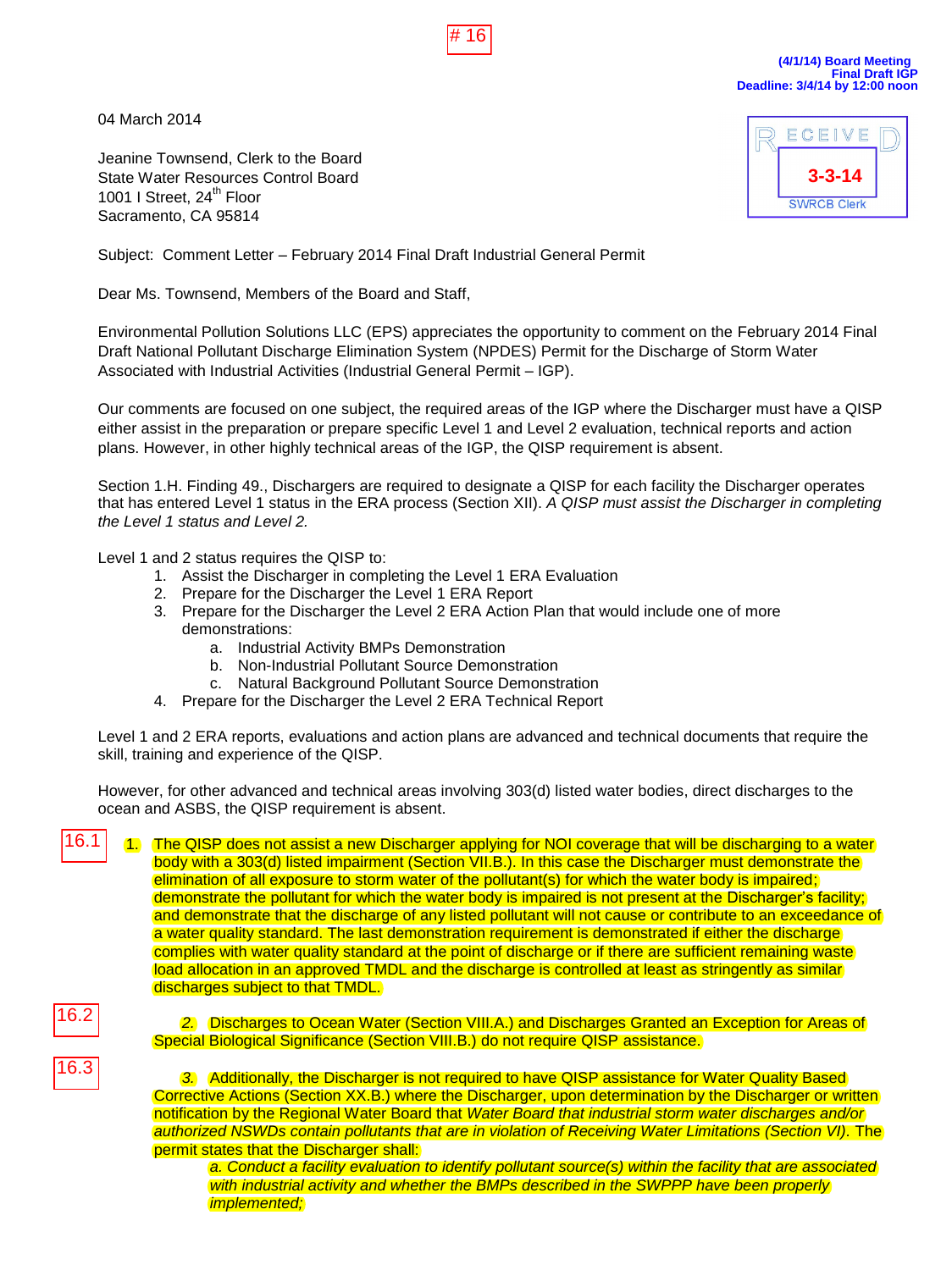# 16

**(4/1/14) Board Meeting**
**Final Draft IGP**
**Deadline: 3/4/14 by 12:00 noon**

RECEIVED
3-3-14
SWRCB Clerk

04 March 2014

Jeanine Townsend, Clerk to the Board
State Water Resources Control Board
1001 I Street, 24th Floor
Sacramento, CA 95814

Subject: Comment Letter – February 2014 Final Draft Industrial General Permit

Dear Ms. Townsend, Members of the Board and Staff,

Environmental Pollution Solutions LLC (EPS) appreciates the opportunity to comment on the February 2014 Final Draft National Pollutant Discharge Elimination System (NPDES) Permit for the Discharge of Storm Water Associated with Industrial Activities (Industrial General Permit – IGP).

Our comments are focused on one subject, the required areas of the IGP where the Discharger must have a QISP either assist in the preparation or prepare specific Level 1 and Level 2 evaluation, technical reports and action plans. However, in other highly technical areas of the IGP, the QISP requirement is absent.

Section 1.H. Finding 49., Dischargers are required to designate a QISP for each facility the Discharger operates that has entered Level 1 status in the ERA process (Section XII). *A QISP must assist the Discharger in completing the Level 1 status and Level 2.*

Level 1 and 2 status requires the QISP to:

1. Assist the Discharger in completing the Level 1 ERA Evaluation
2. Prepare for the Discharger the Level 1 ERA Report
3. Prepare for the Discharger the Level 2 ERA Action Plan that would include one of more demonstrations:
   a. Industrial Activity BMPs Demonstration
   b. Non-Industrial Pollutant Source Demonstration
   c. Natural Background Pollutant Source Demonstration
4. Prepare for the Discharger the Level 2 ERA Technical Report

Level 1 and 2 ERA reports, evaluations and action plans are advanced and technical documents that require the skill, training and experience of the QISP.

However, for other advanced and technical areas involving 303(d) listed water bodies, direct discharges to the ocean and ASBS, the QISP requirement is absent.

16.1

1. The QISP does not assist a new Discharger applying for NOI coverage that will be discharging to a water body with a 303(d) listed impairment (Section VII.B.). In this case the Discharger must demonstrate the elimination of all exposure to storm water of the pollutant(s) for which the water body is impaired; demonstrate the pollutant for which the water body is impaired is not present at the Discharger's facility; and demonstrate that the discharge of any listed pollutant will not cause or contribute to an exceedance of a water quality standard. The last demonstration requirement is demonstrated if either the discharge complies with water quality standard at the point of discharge or if there are sufficient remaining waste load allocation in an approved TMDL and the discharge is controlled at least as stringently as similar discharges subject to that TMDL.

16.2

2. Discharges to Ocean Water (Section VIII.A.) and Discharges Granted an Exception for Areas of Special Biological Significance (Section VIII.B.) do not require QISP assistance.

16.3

3. Additionally, the Discharger is not required to have QISP assistance for Water Quality Based Corrective Actions (Section XX.B.) where the Discharger, upon determination by the Discharger or written notification by the Regional Water Board that *Water Board that industrial storm water discharges and/or authorized NSWDs contain pollutants that are in violation of Receiving Water Limitations (Section VI).* The permit states that the Discharger shall:

   *a. Conduct a facility evaluation to identify pollutant source(s) within the facility that are associated with industrial activity and whether the BMPs described in the SWPPP have been properly implemented;*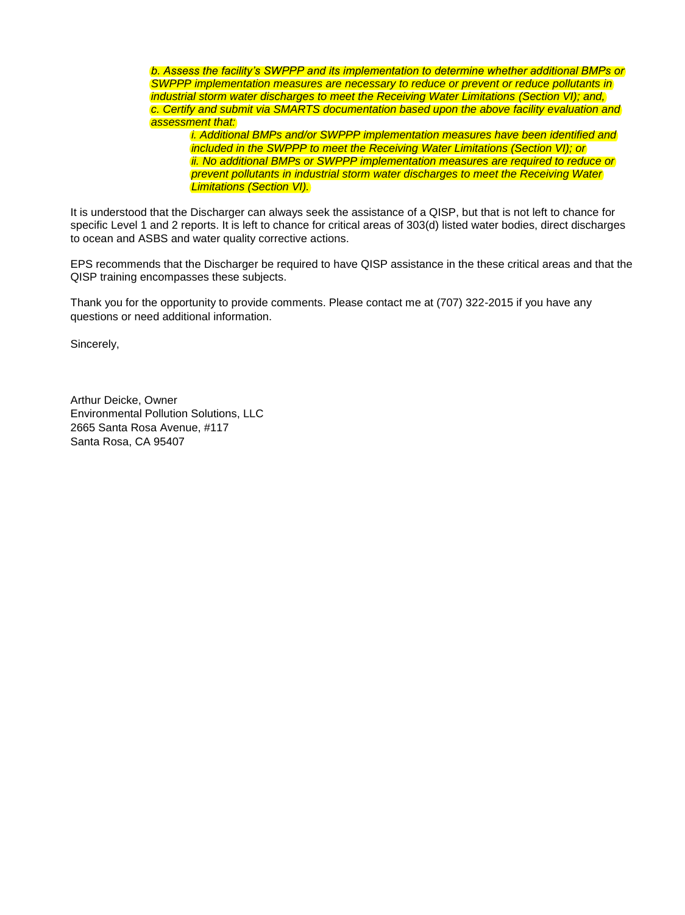*b. Assess the facility's SWPPP and its implementation to determine whether additional BMPs or SWPPP implementation measures are necessary to reduce or prevent or reduce pollutants in industrial storm water discharges to meet the Receiving Water Limitations (Section VI); and,*
*c. Certify and submit via SMARTS documentation based upon the above facility evaluation and assessment that:*

*i. Additional BMPs and/or SWPPP implementation measures have been identified and included in the SWPPP to meet the Receiving Water Limitations (Section VI); or*
*ii. No additional BMPs or SWPPP implementation measures are required to reduce or prevent pollutants in industrial storm water discharges to meet the Receiving Water Limitations (Section VI).*

It is understood that the Discharger can always seek the assistance of a QISP, but that is not left to chance for specific Level 1 and 2 reports. It is left to chance for critical areas of 303(d) listed water bodies, direct discharges to ocean and ASBS and water quality corrective actions.

EPS recommends that the Discharger be required to have QISP assistance in the these critical areas and that the QISP training encompasses these subjects.

Thank you for the opportunity to provide comments. Please contact me at (707) 322-2015 if you have any questions or need additional information.

Sincerely,

Arthur Deicke, Owner
Environmental Pollution Solutions, LLC
2665 Santa Rosa Avenue, #117
Santa Rosa, CA 95407